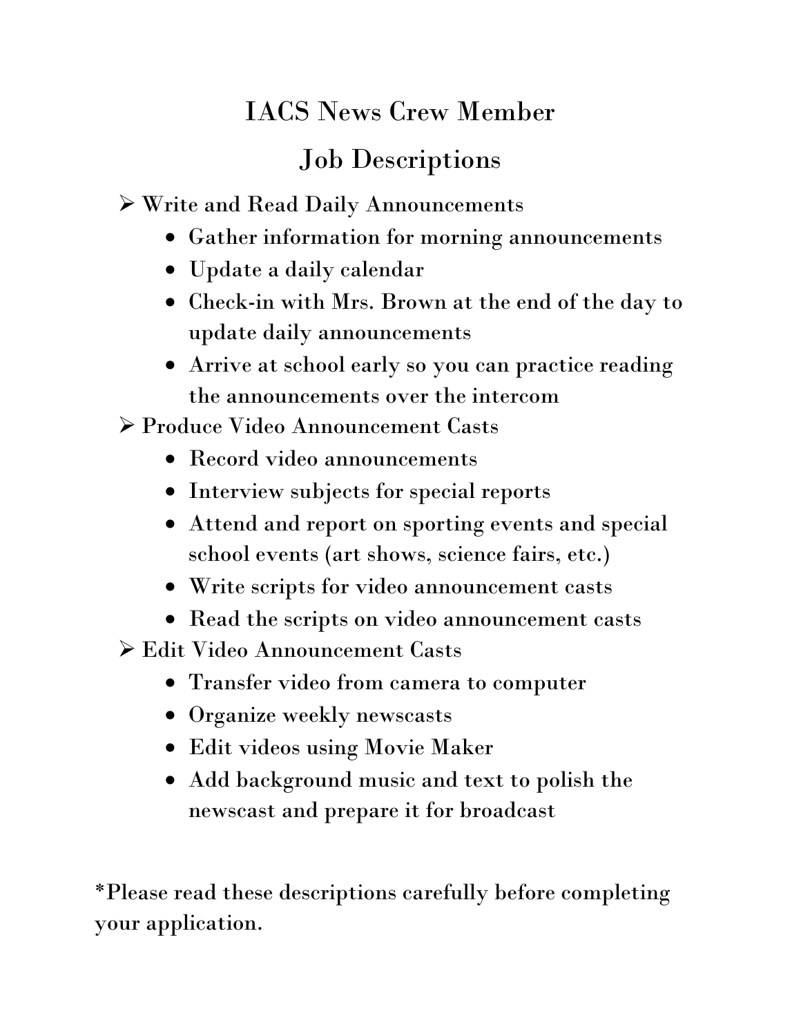# IACS News Crew Member

## Job Descriptions

- Write and Read Daily Announcements
  - Gather information for morning announcements
  - Update a daily calendar
  - Check-in with Mrs. Brown at the end of the day to update daily announcements
  - Arrive at school early so you can practice reading the announcements over the intercom
- Produce Video Announcement Casts
  - Record video announcements
  - Interview subjects for special reports
  - Attend and report on sporting events and special school events (art shows, science fairs, etc.)
  - Write scripts for video announcement casts
  - Read the scripts on video announcement casts
- Edit Video Announcement Casts
  - Transfer video from camera to computer
  - Organize weekly newscasts
  - Edit videos using Movie Maker
  - Add background music and text to polish the newscast and prepare it for broadcast

*Please read these descriptions carefully before completing your application.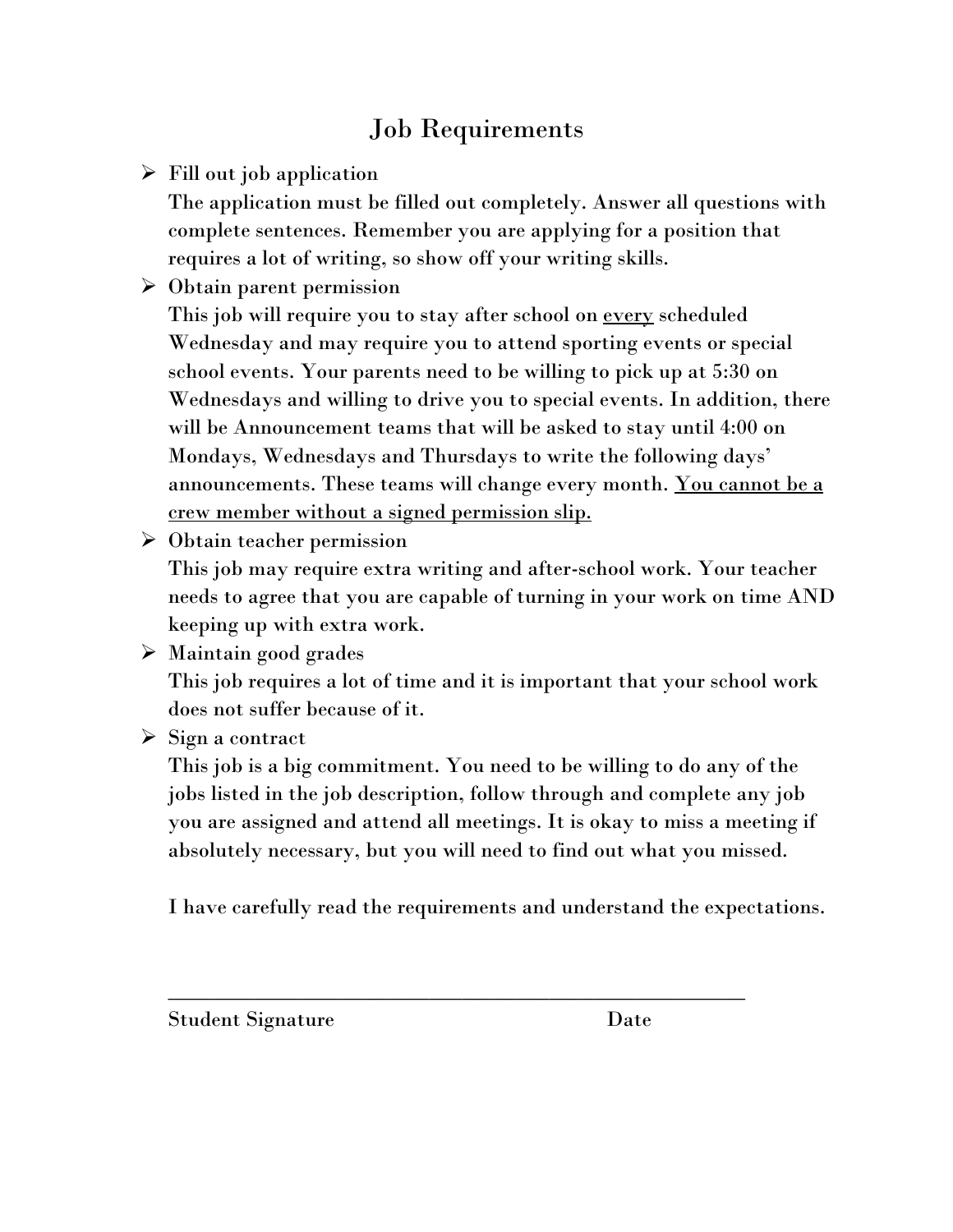# Job Requirements

- Fill out job application
  The application must be filled out completely. Answer all questions with complete sentences. Remember you are applying for a position that requires a lot of writing, so show off your writing skills.
- Obtain parent permission
  This job will require you to stay after school on <u>every</u> scheduled Wednesday and may require you to attend sporting events or special school events. Your parents need to be willing to pick up at 5:30 on Wednesdays and willing to drive you to special events. In addition, there will be Announcement teams that will be asked to stay until 4:00 on Mondays, Wednesdays and Thursdays to write the following days' announcements. These teams will change every month. <u>You cannot be a crew member without a signed permission slip.</u>
- Obtain teacher permission
  This job may require extra writing and after-school work. Your teacher needs to agree that you are capable of turning in your work on time AND keeping up with extra work.
- Maintain good grades
  This job requires a lot of time and it is important that your school work does not suffer because of it.
- Sign a contract
  This job is a big commitment. You need to be willing to do any of the jobs listed in the job description, follow through and complete any job you are assigned and attend all meetings. It is okay to miss a meeting if absolutely necessary, but you will need to find out what you missed.

I have carefully read the requirements and understand the expectations.

\_\_\_\_\_\_\_\_\_\_\_\_\_\_\_\_\_\_\_\_\_\_\_\_\_\_\_\_\_\_\_\_\_\_\_\_\_\_\_\_\_\_\_\_\_\_\_\_\_\_\_\_\_\_\_

Student Signature Date